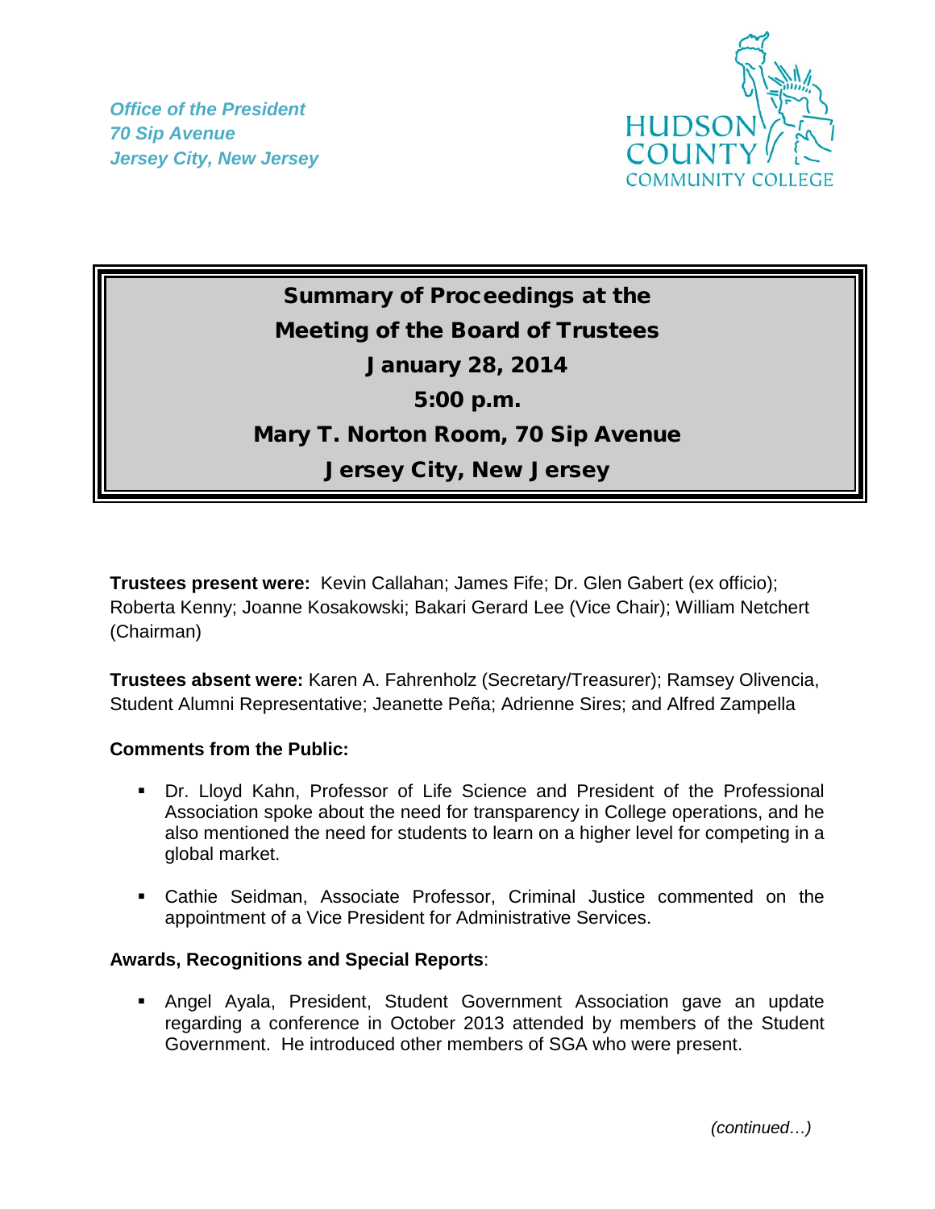*Office of the President*
*70 Sip Avenue*
*Jersey City, New Jersey*

HUDSON COUNTY COMMUNITY COLLEGE

# Summary of Proceedings at the Meeting of the Board of Trustees
## January 28, 2014
## 5:00 p.m.
## Mary T. Norton Room, 70 Sip Avenue
## Jersey City, New Jersey

**Trustees present were:** Kevin Callahan; James Fife; Dr. Glen Gabert (ex officio); Roberta Kenny; Joanne Kosakowski; Bakari Gerard Lee (Vice Chair); William Netchert (Chairman)

**Trustees absent were:** Karen A. Fahrenholz (Secretary/Treasurer); Ramsey Olivencia, Student Alumni Representative; Jeanette Peña; Adrienne Sires; and Alfred Zampella

**Comments from the Public:**

- Dr. Lloyd Kahn, Professor of Life Science and President of the Professional Association spoke about the need for transparency in College operations, and he also mentioned the need for students to learn on a higher level for competing in a global market.

- Cathie Seidman, Associate Professor, Criminal Justice commented on the appointment of a Vice President for Administrative Services.

**Awards, Recognitions and Special Reports**:

- Angel Ayala, President, Student Government Association gave an update regarding a conference in October 2013 attended by members of the Student Government. He introduced other members of SGA who were present.

*(continued…)*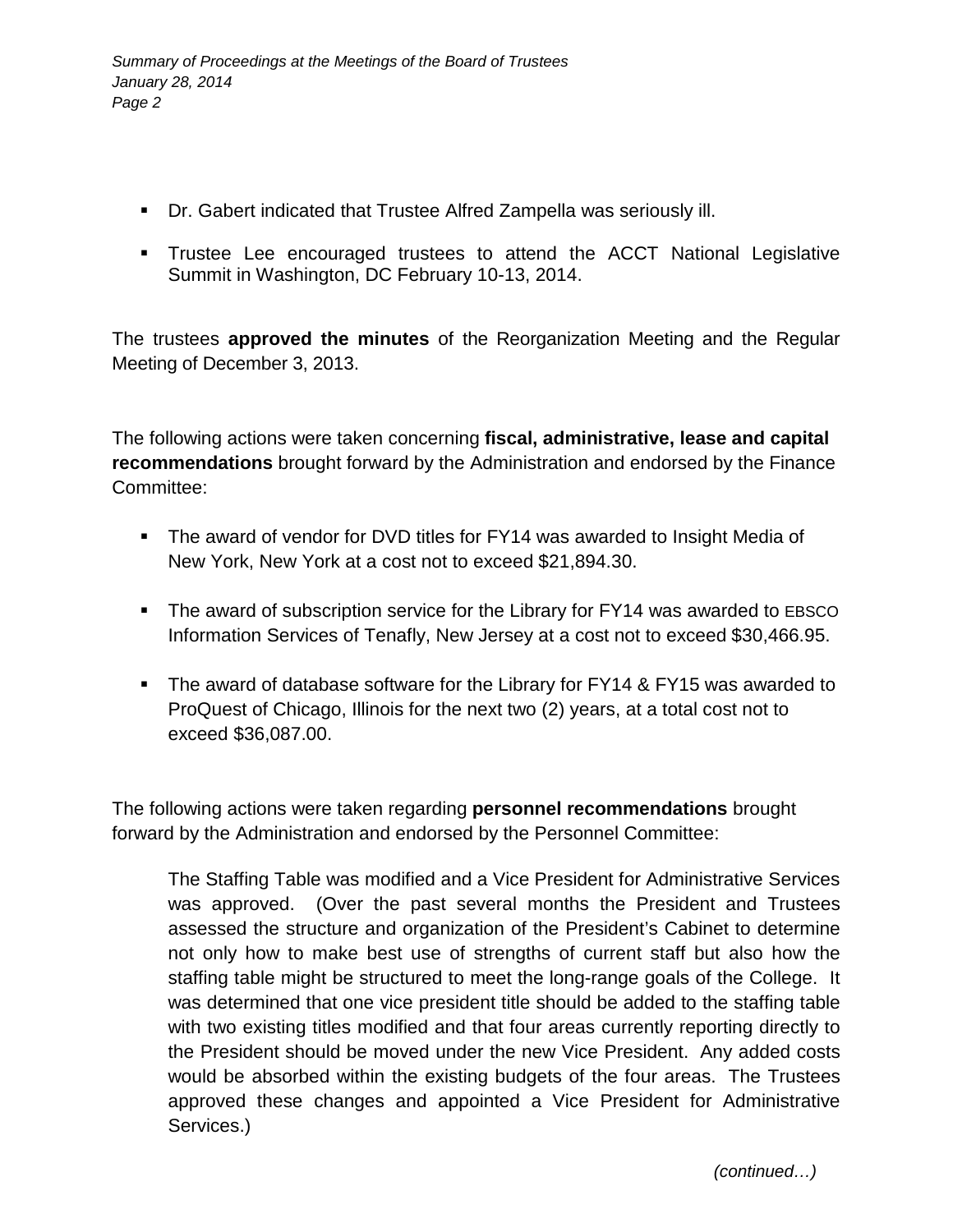- Dr. Gabert indicated that Trustee Alfred Zampella was seriously ill.
- Trustee Lee encouraged trustees to attend the ACCT National Legislative Summit in Washington, DC February 10-13, 2014.

The trustees **approved the minutes** of the Reorganization Meeting and the Regular Meeting of December 3, 2013.

The following actions were taken concerning **fiscal, administrative, lease and capital recommendations** brought forward by the Administration and endorsed by the Finance Committee:

- The award of vendor for DVD titles for FY14 was awarded to Insight Media of New York, New York at a cost not to exceed $21,894.30.
- The award of subscription service for the Library for FY14 was awarded to EBSCO Information Services of Tenafly, New Jersey at a cost not to exceed $30,466.95.
- The award of database software for the Library for FY14 & FY15 was awarded to ProQuest of Chicago, Illinois for the next two (2) years, at a total cost not to exceed $36,087.00.

The following actions were taken regarding **personnel recommendations** brought forward by the Administration and endorsed by the Personnel Committee:

> The Staffing Table was modified and a Vice President for Administrative Services was approved. (Over the past several months the President and Trustees assessed the structure and organization of the President's Cabinet to determine not only how to make best use of strengths of current staff but also how the staffing table might be structured to meet the long-range goals of the College. It was determined that one vice president title should be added to the staffing table with two existing titles modified and that four areas currently reporting directly to the President should be moved under the new Vice President. Any added costs would be absorbed within the existing budgets of the four areas. The Trustees approved these changes and appointed a Vice President for Administrative Services.)

*(continued…)*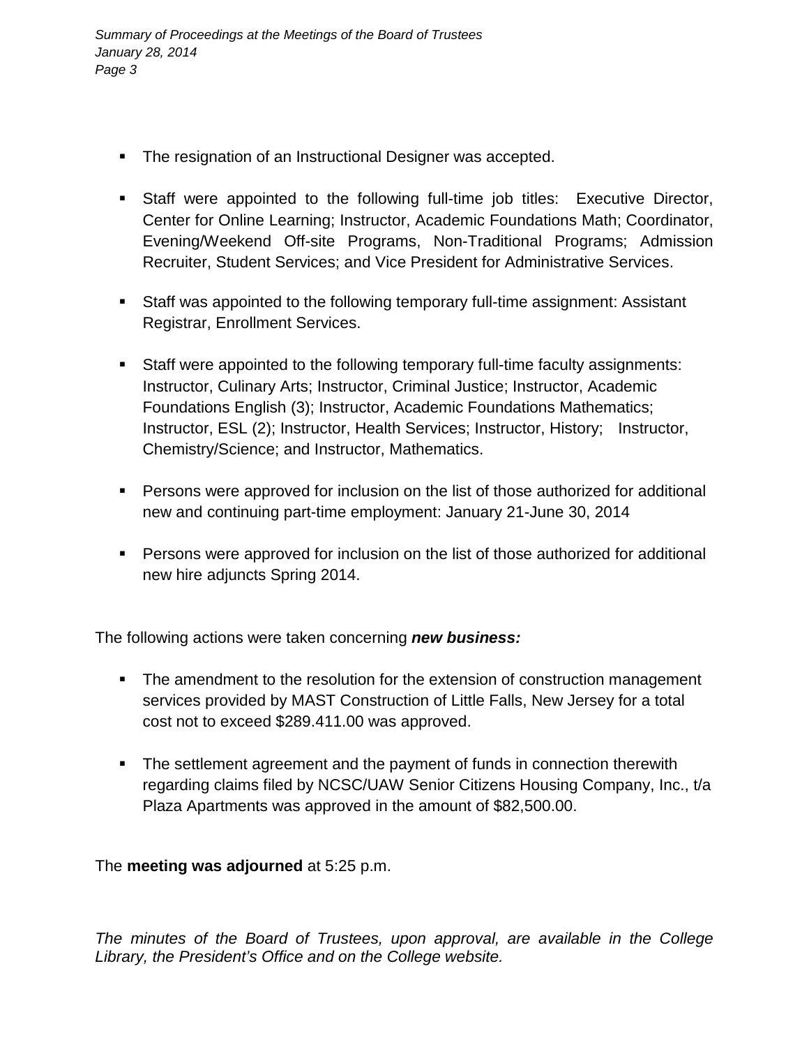- The resignation of an Instructional Designer was accepted.

- Staff were appointed to the following full-time job titles: Executive Director, Center for Online Learning; Instructor, Academic Foundations Math; Coordinator, Evening/Weekend Off-site Programs, Non-Traditional Programs; Admission Recruiter, Student Services; and Vice President for Administrative Services.

- Staff was appointed to the following temporary full-time assignment: Assistant Registrar, Enrollment Services.

- Staff were appointed to the following temporary full-time faculty assignments: Instructor, Culinary Arts; Instructor, Criminal Justice; Instructor, Academic Foundations English (3); Instructor, Academic Foundations Mathematics; Instructor, ESL (2); Instructor, Health Services; Instructor, History; Instructor, Chemistry/Science; and Instructor, Mathematics.

- Persons were approved for inclusion on the list of those authorized for additional new and continuing part-time employment: January 21-June 30, 2014

- Persons were approved for inclusion on the list of those authorized for additional new hire adjuncts Spring 2014.

The following actions were taken concerning ***new business:***

- The amendment to the resolution for the extension of construction management services provided by MAST Construction of Little Falls, New Jersey for a total cost not to exceed $289.411.00 was approved.

- The settlement agreement and the payment of funds in connection therewith regarding claims filed by NCSC/UAW Senior Citizens Housing Company, Inc., t/a Plaza Apartments was approved in the amount of $82,500.00.

The **meeting was adjourned** at 5:25 p.m.

*The minutes of the Board of Trustees, upon approval, are available in the College Library, the President's Office and on the College website.*